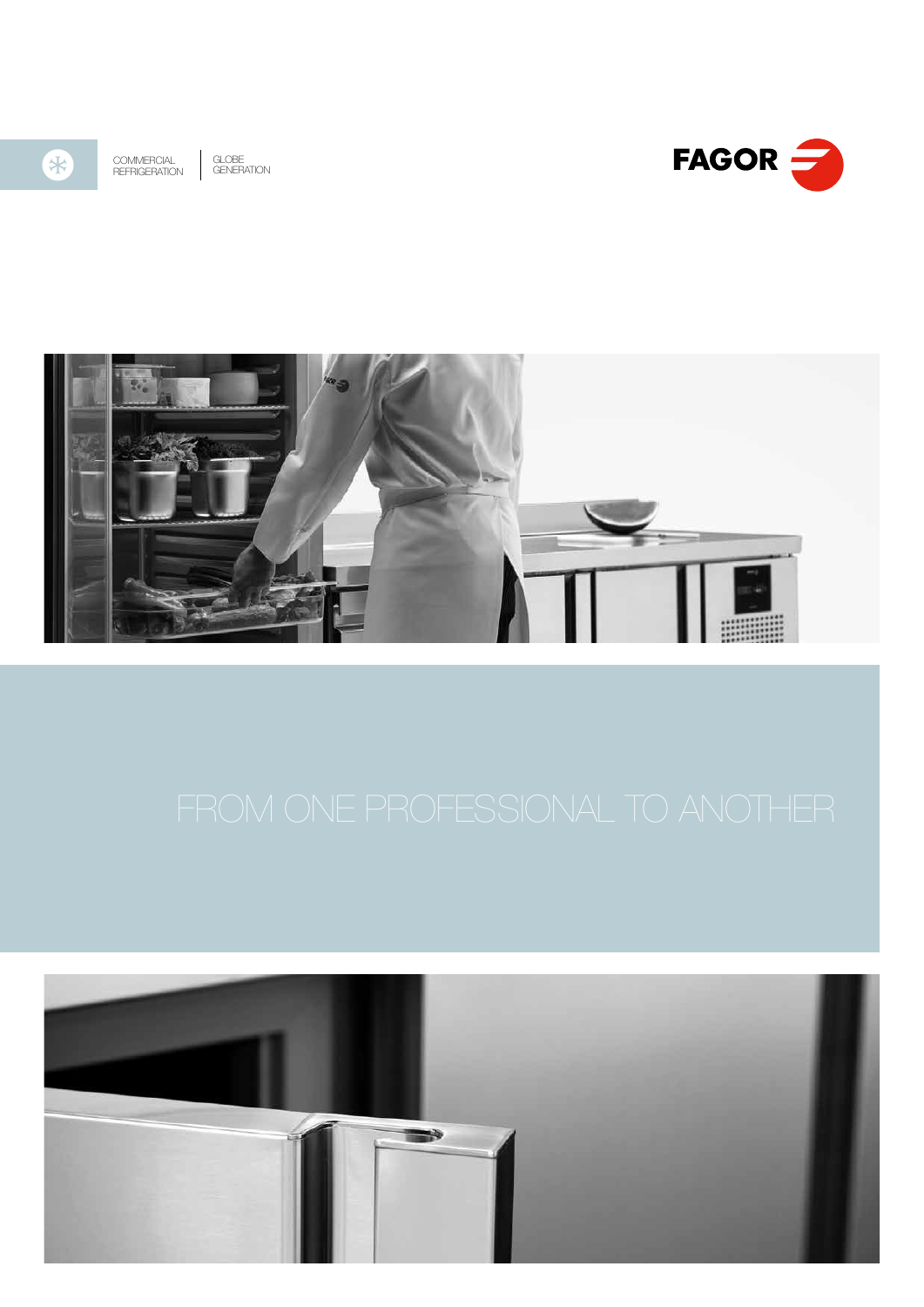COMMERCIAL REFRIGERATION | GLOBE GENERATION

FAGOR

# FROM ONE PROFESSIONAL TO ANOTHER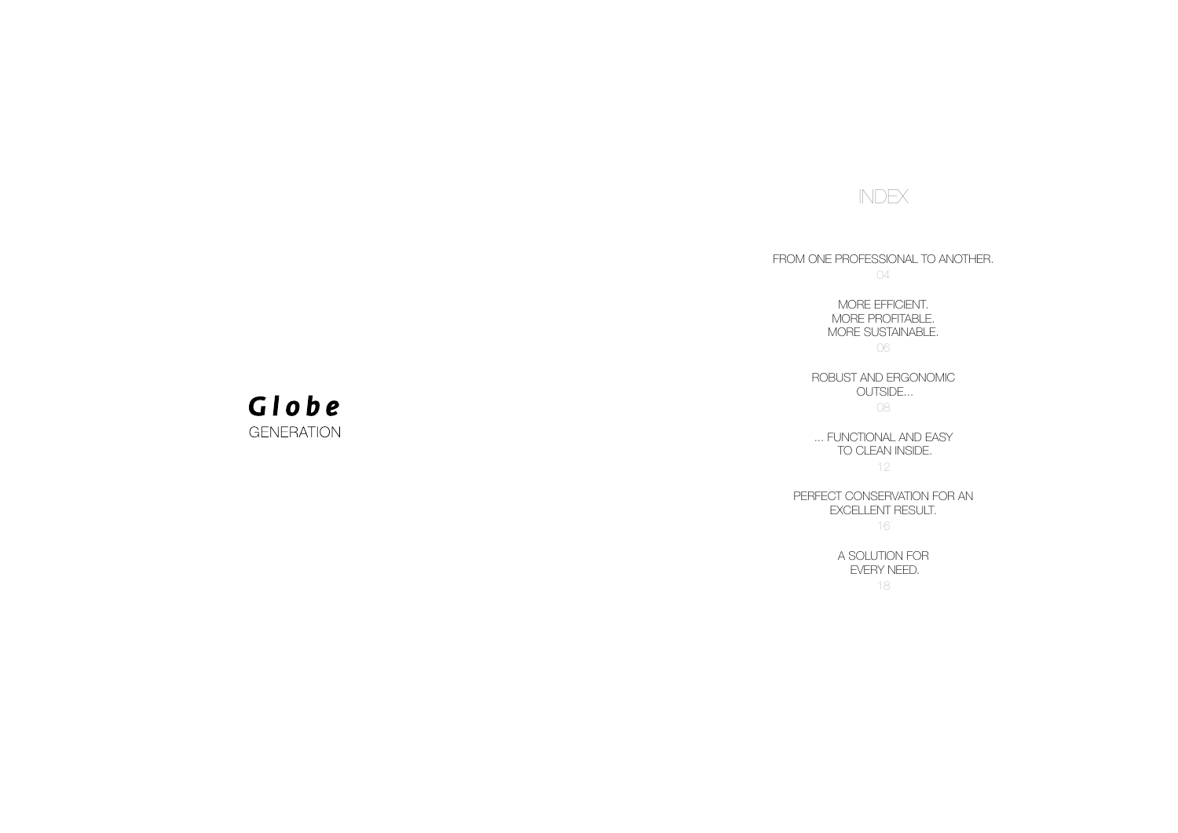# *Globe*
GENERATION

## INDEX

FROM ONE PROFESSIONAL TO ANOTHER.
04

MORE EFFICIENT.
MORE PROFITABLE.
MORE SUSTAINABLE.
06

ROBUST AND ERGONOMIC
OUTSIDE...
08

... FUNCTIONAL AND EASY
TO CLEAN INSIDE.
12

PERFECT CONSERVATION FOR AN
EXCELLENT RESULT.
16

A SOLUTION FOR
EVERY NEED.
18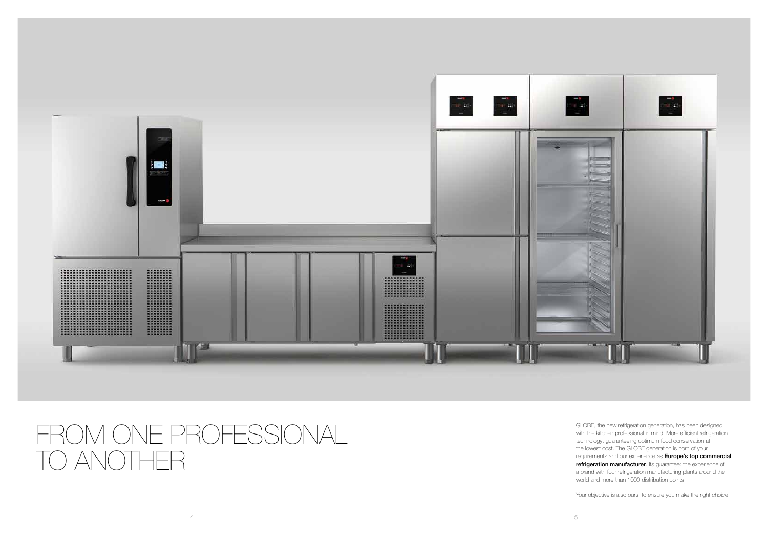# FROM ONE PROFESSIONAL TO ANOTHER

GLOBE, the new refrigeration generation, has been designed with the kitchen professional in mind. More efficient refrigeration technology, guaranteeing optimum food conservation at the lowest cost. The GLOBE generation is born of your requirements and our experience as **Europe's top commercial refrigeration manufacturer**. Its guarantee: the experience of a brand with four refrigeration manufacturing plants around the world and more than 1000 distribution points.

Your objective is also ours: to ensure you make the right choice.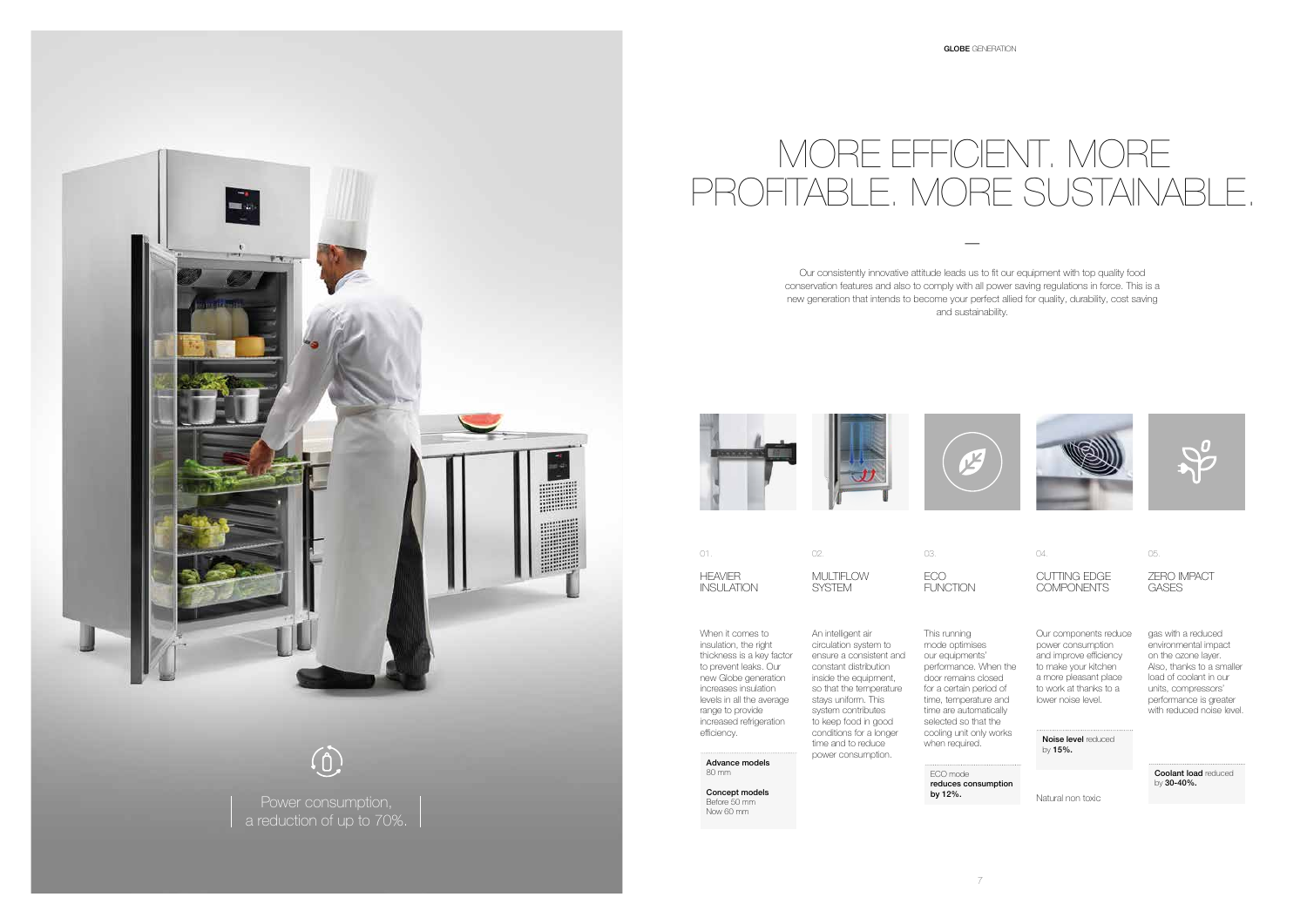Power consumption, a reduction of up to 70%.

# MORE EFFICIENT. MORE PROFITABLE. MORE SUSTAINABLE.

Our consistently innovative attitude leads us to fit our equipment with top quality food conservation features and also to comply with all power saving regulations in force. This is a new generation that intends to become your perfect allied for quality, durability, cost saving and sustainability.

01.

## HEAVIER INSULATION

When it comes to insulation, the right thickness is a key factor to prevent leaks. Our new Globe generation increases insulation levels in all the average range to provide increased refrigeration efficiency.

**Advance models**
80 mm

**Concept models**
Before 50 mm
Now 60 mm

02.

## MULTIFLOW SYSTEM

An intelligent air circulation system to ensure a consistent and constant distribution inside the equipment, so that the temperature stays uniform. This system contributes to keep food in good conditions for a longer time and to reduce power consumption.

03.

## ECO FUNCTION

This running mode optimises our equipments' performance. When the door remains closed for a certain period of time, temperature and time are automatically selected so that the cooling unit only works when required.

ECO mode **reduces consumption by 12%.**

04.

## CUTTING EDGE COMPONENTS

Our components reduce power consumption and improve efficiency to make your kitchen a more pleasant place to work at thanks to a lower noise level.

**Noise level** reduced by **15%.**

Natural non toxic

05.

## ZERO IMPACT GASES

gas with a reduced environmental impact on the ozone layer. Also, thanks to a smaller load of coolant in our units, compressors' performance is greater with reduced noise level.

**Coolant load** reduced by **30-40%.**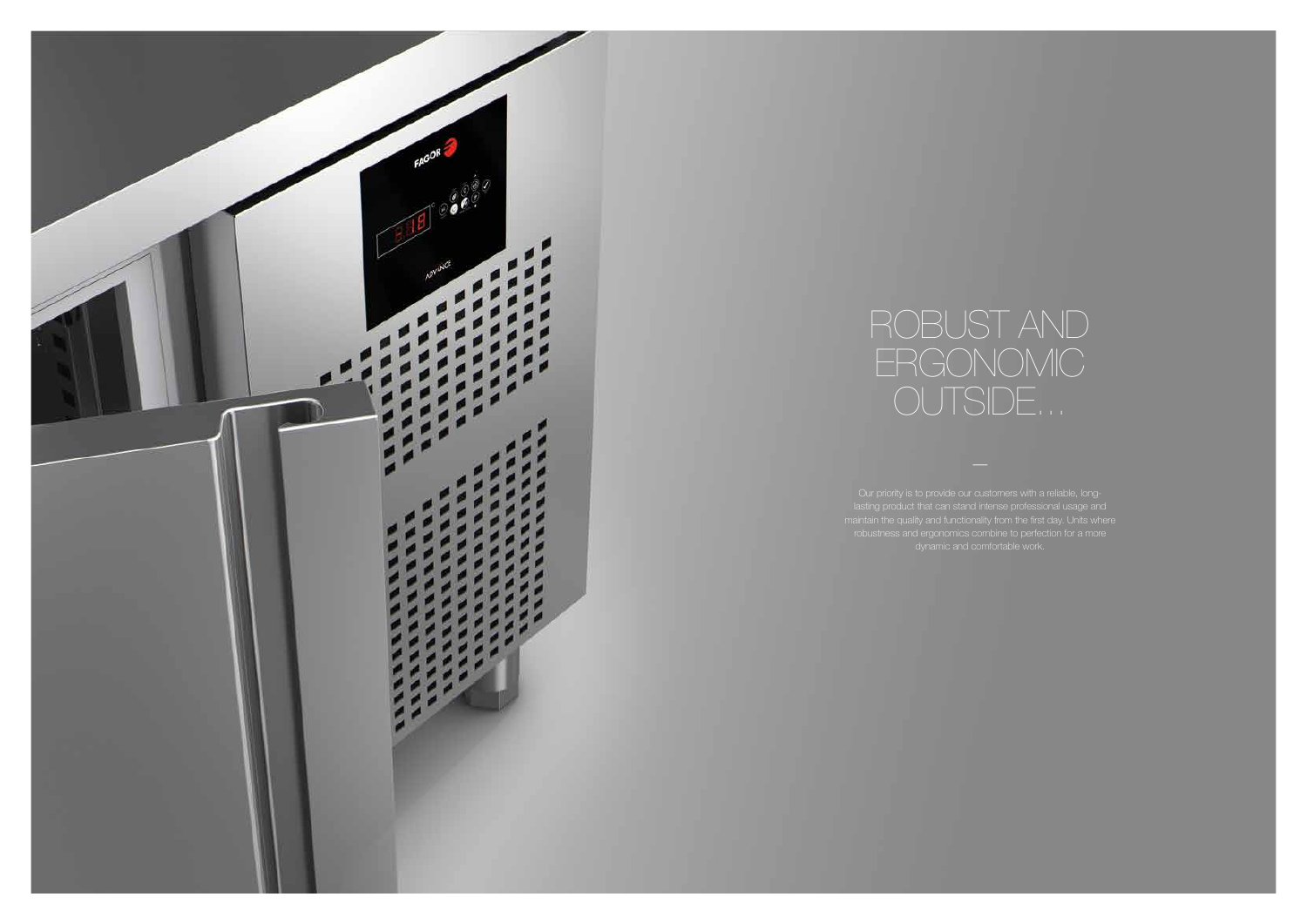# ROBUST AND ERGONOMIC OUTSIDE...

—

Our priority is to provide our customers with a reliable, long-lasting product that can stand intense professional usage and maintain the quality and functionality from the first day. Units where robustness and ergonomics combine to perfection for a more dynamic and comfortable work.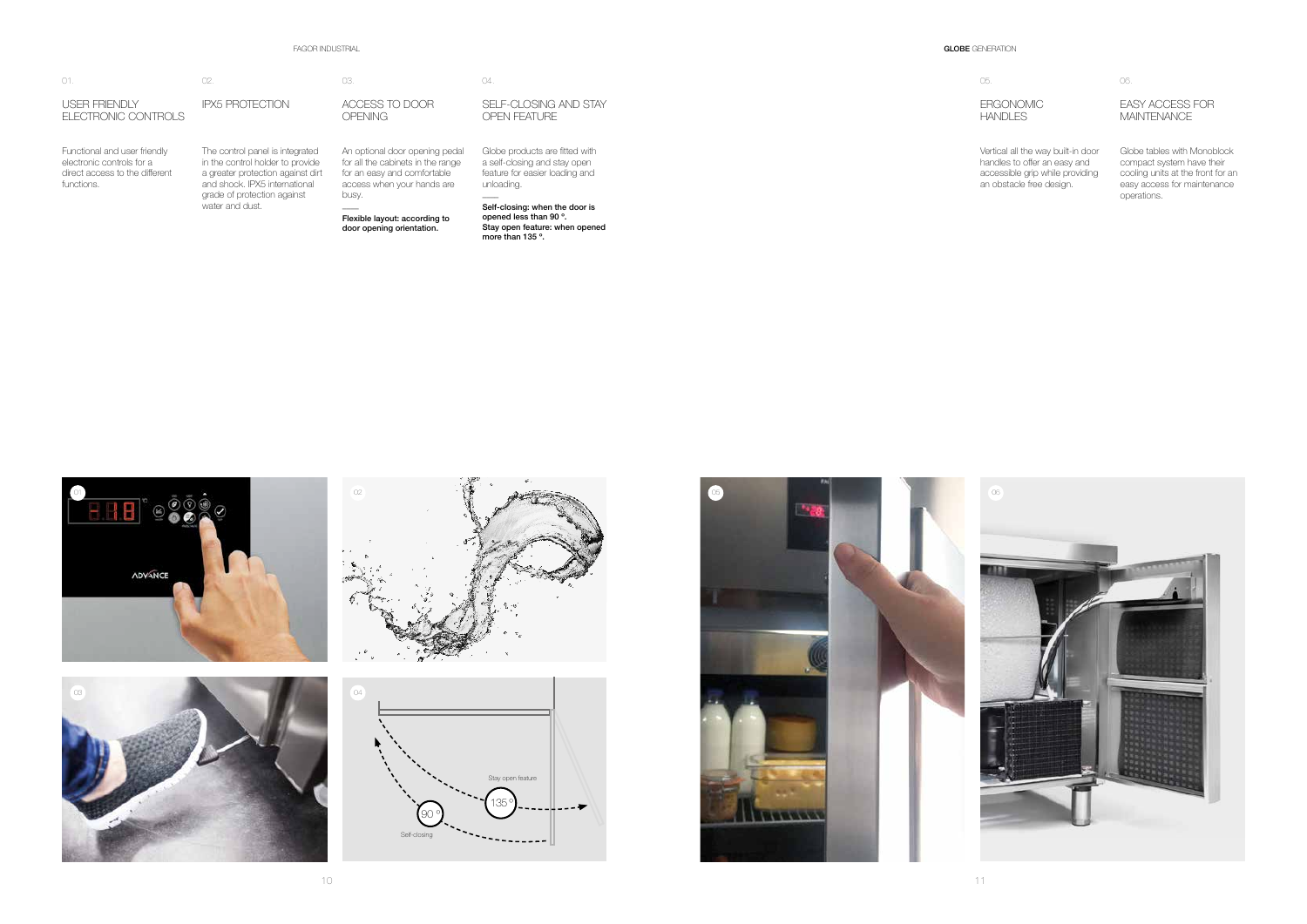01.

## USER FRIENDLY ELECTRONIC CONTROLS

Functional and user friendly electronic controls for a direct access to the different functions.

02.

## IPX5 PROTECTION

The control panel is integrated in the control holder to provide a greater protection against dirt and shock. IPX5 international grade of protection against water and dust.

03.

## ACCESS TO DOOR OPENING

An optional door opening pedal for all the cabinets in the range for an easy and comfortable access when your hands are busy.

**Flexible layout: according to door opening orientation.**

04.

## SELF-CLOSING AND STAY OPEN FEATURE

Globe products are fitted with a self-closing and stay open feature for easier loading and unloading.

**Self-closing: when the door is opened less than 90 º.**
**Stay open feature: when opened more than 135 º.**

05.

## ERGONOMIC HANDLES

Vertical all the way built-in door handles to offer an easy and accessible grip while providing an obstacle free design.

06.

## EASY ACCESS FOR MAINTENANCE

Globe tables with Monoblock compact system have their cooling units at the front for an easy access for maintenance operations.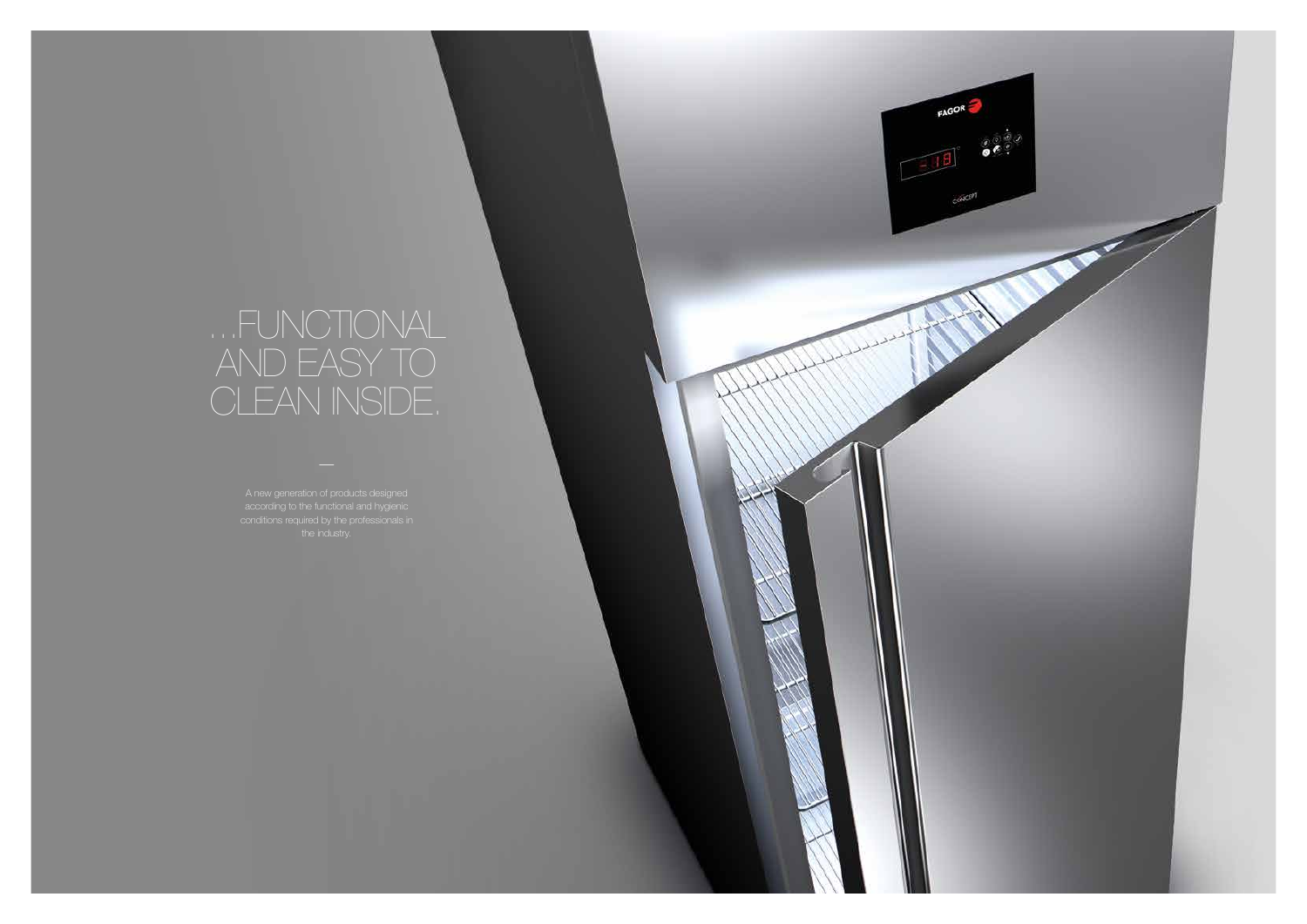# ...FUNCTIONAL AND EASY TO CLEAN INSIDE.

—

A new generation of products designed according to the functional and hygienic conditions required by the professionals in the industry.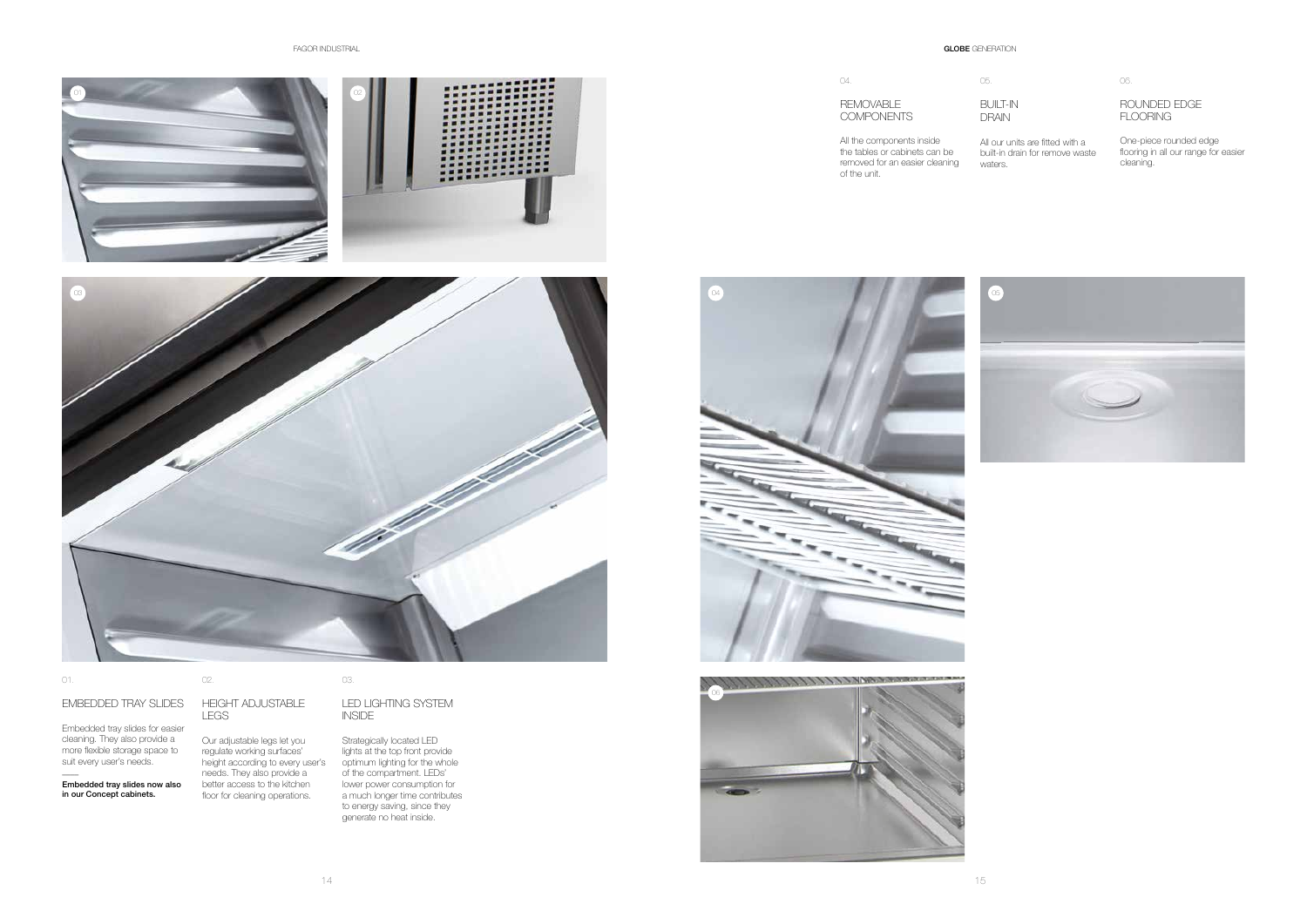01.

### EMBEDDED TRAY SLIDES

Embedded tray slides for easier cleaning. They also provide a more flexible storage space to suit every user's needs.

——

**Embedded tray slides now also in our Concept cabinets.**

02.

### HEIGHT ADJUSTABLE LEGS

Our adjustable legs let you regulate working surfaces' height according to every user's needs. They also provide a better access to the kitchen floor for cleaning operations.

03.

### LED LIGHTING SYSTEM INSIDE

Strategically located LED lights at the top front provide optimum lighting for the whole of the compartment. LEDs' lower power consumption for a much longer time contributes to energy saving, since they generate no heat inside.

04.

### REMOVABLE COMPONENTS

All the components inside the tables or cabinets can be removed for an easier cleaning of the unit.

05.

### BUILT-IN DRAIN

All our units are fitted with a built-in drain for remove waste waters.

06.

### ROUNDED EDGE FLOORING

One-piece rounded edge flooring in all our range for easier cleaning.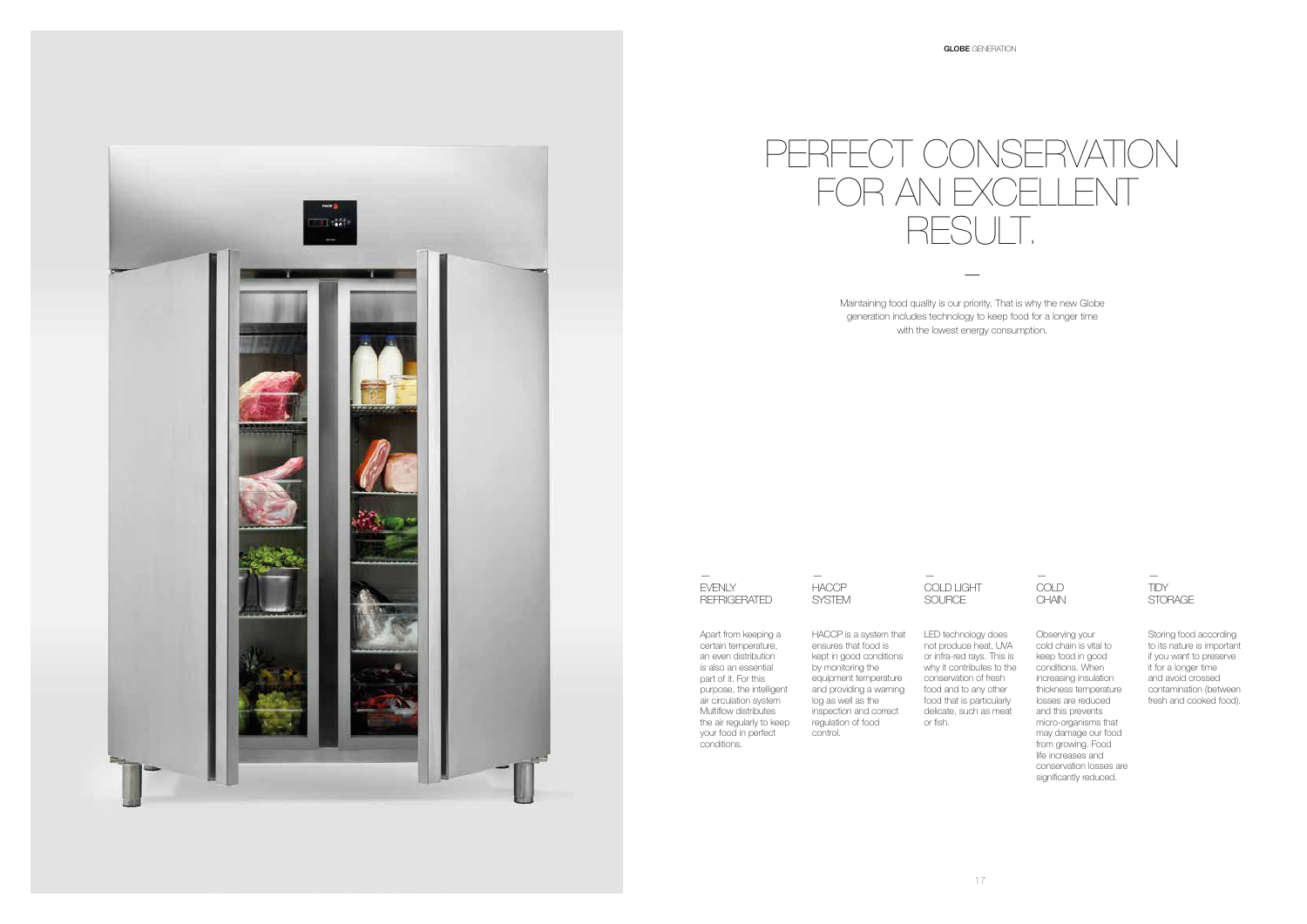# PERFECT CONSERVATION FOR AN EXCELLENT RESULT.

Maintaining food quality is our priority. That is why the new Globe generation includes technology to keep food for a longer time with the lowest energy consumption.

### EVENLY REFRIGERATED

Apart from keeping a certain temperature, an even distribution is also an essential part of it. For this purpose, the intelligent air circulation system Multiflow distributes the air regularly to keep your food in perfect conditions.

### HACCP SYSTEM

HACCP is a system that ensures that food is kept in good conditions by monitoring the equipment temperature and providing a warning log as well as the inspection and correct regulation of food control.

### COLD LIGHT SOURCE

LED technology does not produce heat, UVA or infra-red rays. This is why it contributes to the conservation of fresh food and to any other food that is particularly delicate, such as meat or fish.

### COLD CHAIN

Observing your cold chain is vital to keep food in good conditions. When increasing insulation thickness temperature losses are reduced and this prevents micro-organisms that may damage our food from growing. Food life increases and conservation losses are significantly reduced.

### TIDY STORAGE

Storing food according to its nature is important if you want to preserve it for a longer time and avoid crossed contamination (between fresh and cooked food).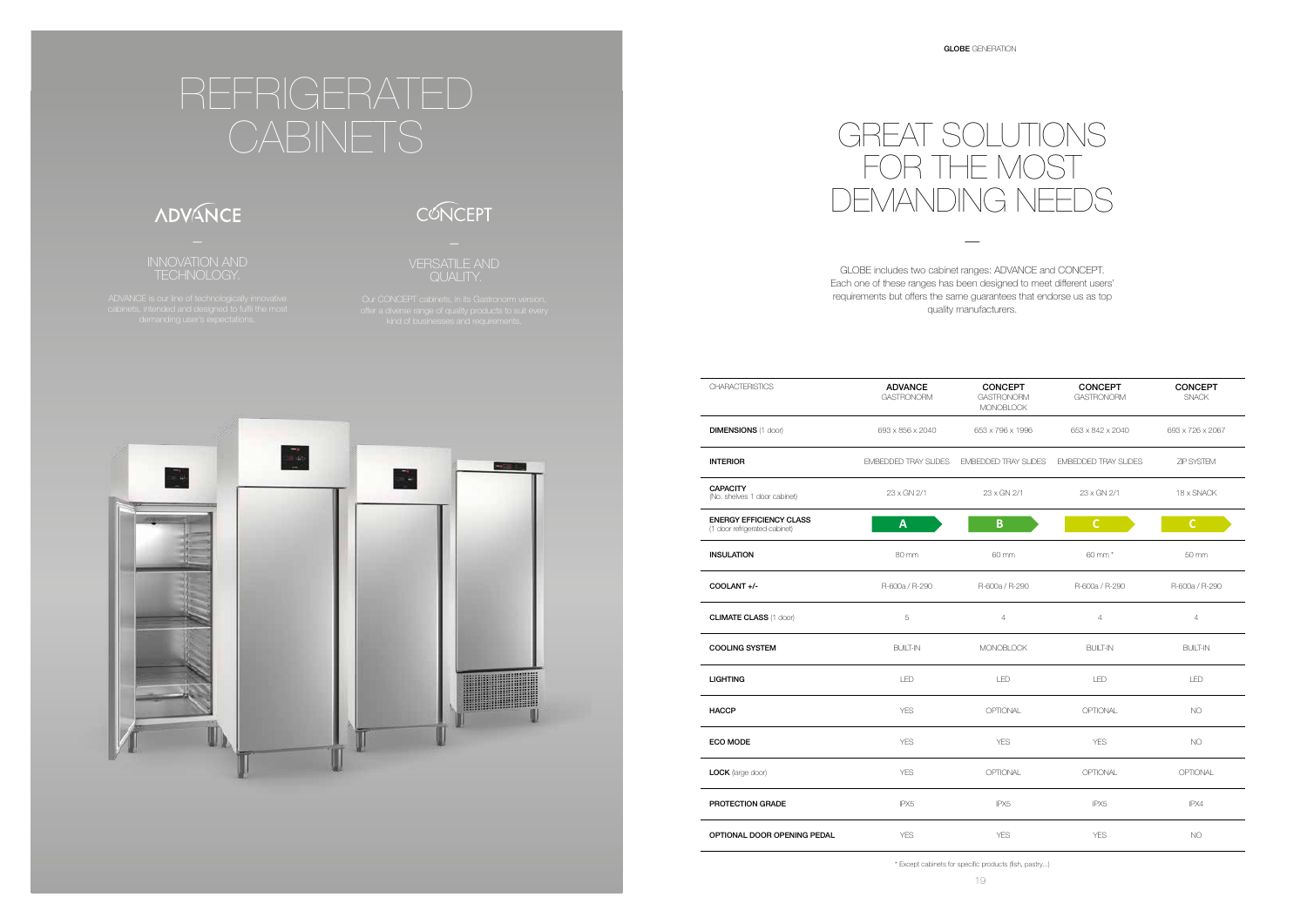# REFRIGERATED CABINETS

## ADVANCE

### INNOVATION AND TECHNOLOGY.

ADVANCE is our line of technologically innovative cabinets, intended and designed to fulfil the most demanding user's expectations.

## CONCEPT

### VERSATILE AND QUALITY.

Our CONCEPT cabinets, in its Gastronorm version, offer a diverse range of quality products to suit every kind of businesses and requirements.

# GREAT SOLUTIONS FOR THE MOST DEMANDING NEEDS

GLOBE includes two cabinet ranges: ADVANCE and CONCEPT. Each one of these ranges has been designed to meet different users' requirements but offers the same guarantees that endorse us as top quality manufacturers.

| CHARACTERISTICS | **ADVANCE** GASTRONORM | **CONCEPT** GASTRONORM MONOBLOCK | **CONCEPT** GASTRONORM | **CONCEPT** SNACK |
|---|---|---|---|---|
| **DIMENSIONS** (1 door) | 693 x 856 x 2040 | 653 x 796 x 1996 | 653 x 842 x 2040 | 693 x 726 x 2067 |
| **INTERIOR** | EMBEDDED TRAY SLIDES | EMBEDDED TRAY SLIDES | EMBEDDED TRAY SLIDES | ZIP SYSTEM |
| **CAPACITY** (No. shelves 1 door cabinet) | 23 x GN 2/1 | 23 x GN 2/1 | 23 x GN 2/1 | 18 x SNACK |
| **ENERGY EFFICIENCY CLASS** (1 door refrigerated cabinet) | A | B | C | C |
| **INSULATION** | 80 mm | 60 mm | 60 mm * | 50 mm |
| **COOLANT +/-** | R-600a / R-290 | R-600a / R-290 | R-600a / R-290 | R-600a / R-290 |
| **CLIMATE CLASS** (1 door) | 5 | 4 | 4 | 4 |
| **COOLING SYSTEM** | BUILT-IN | MONOBLOCK | BUILT-IN | BUILT-IN |
| **LIGHTING** | LED | LED | LED | LED |
| **HACCP** | YES | OPTIONAL | OPTIONAL | NO |
| **ECO MODE** | YES | YES | YES | NO |
| **LOCK** (large door) | YES | OPTIONAL | OPTIONAL | OPTIONAL |
| **PROTECTION GRADE** | IPX5 | IPX5 | IPX5 | IPX4 |
| **OPTIONAL DOOR OPENING PEDAL** | YES | YES | YES | NO |

\* Except cabinets for specific products (fish, pastry...)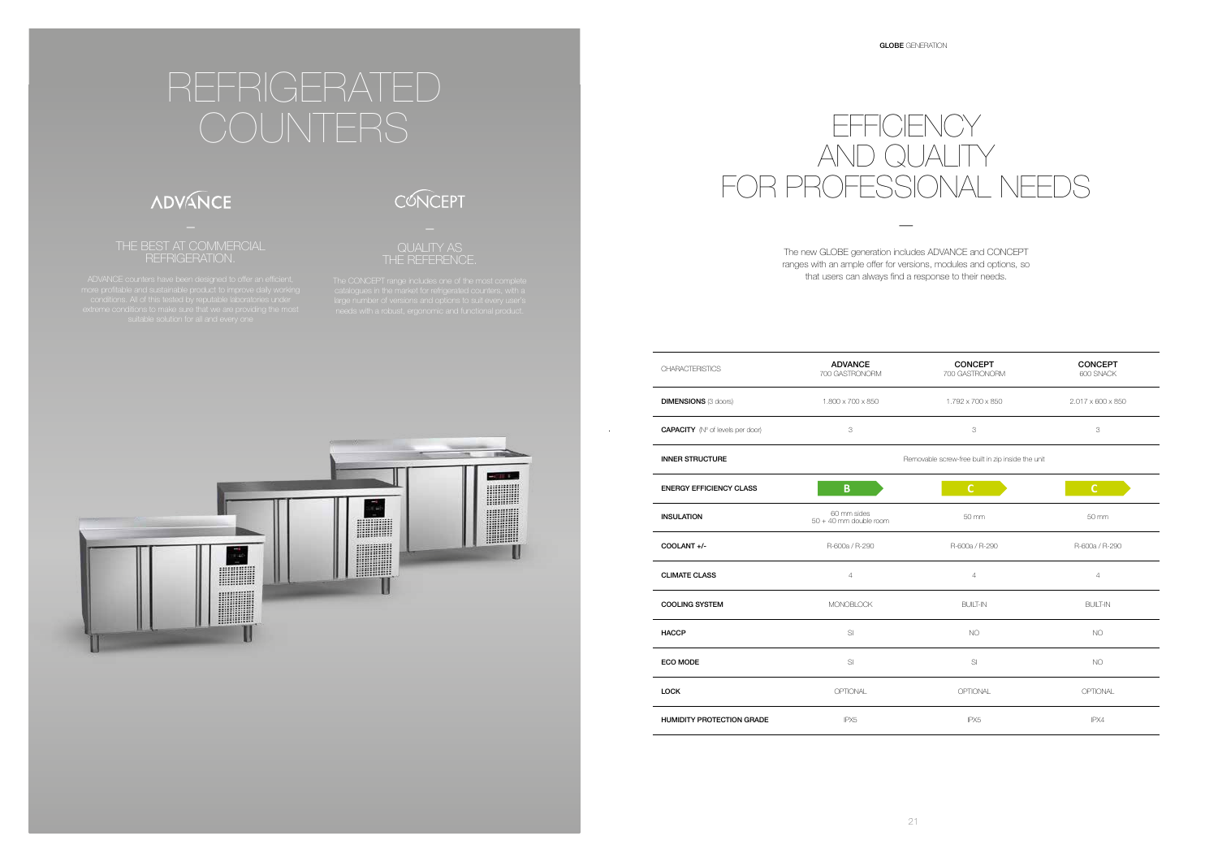# REFRIGERATED COUNTERS

## ADVANCE

### THE BEST AT COMMERCIAL REFRIGERATION.

ADVANCE counters have been designed to offer an efficient, more profitable and sustainable product to improve daily working conditions. All of this tested by reputable laboratories under extreme conditions to make sure that we are providing the most suitable solution for all and every one

## CONCEPT

### QUALITY AS THE REFERENCE.

The CONCEPT range includes one of the most complete catalogues in the market for refrigerated counters, with a large number of versions and options to suit every user's needs with a robust, ergonomic and functional product.

**GLOBE** GENERATION

# EFFICIENCY AND QUALITY FOR PROFESSIONAL NEEDS

The new GLOBE generation includes ADVANCE and CONCEPT ranges with an ample offer for versions, modules and options, so that users can always find a response to their needs.

| CHARACTERISTICS | **ADVANCE** 700 GASTRONORM | **CONCEPT** 700 GASTRONORM | **CONCEPT** 600 SNACK |
|---|---|---|---|
| **DIMENSIONS** (3 doors) | 1.800 x 700 x 850 | 1.792 x 700 x 850 | 2.017 x 600 x 850 |
| **CAPACITY** (Nº of levels per door) | 3 | 3 | 3 |
| **INNER STRUCTURE** | Removable screw-free built in zip inside the unit | | |
| **ENERGY EFFICIENCY CLASS** | B | C | C |
| **INSULATION** | 60 mm sides 50 + 40 mm double room | 50 mm | 50 mm |
| **COOLANT +/-** | R-600a / R-290 | R-600a / R-290 | R-600a / R-290 |
| **CLIMATE CLASS** | 4 | 4 | 4 |
| **COOLING SYSTEM** | MONOBLOCK | BUILT-IN | BUILT-IN |
| **HACCP** | SI | NO | NO |
| **ECO MODE** | SI | SI | NO |
| **LOCK** | OPTIONAL | OPTIONAL | OPTIONAL |
| **HUMIDITY PROTECTION GRADE** | IPX5 | IPX5 | IPX4 |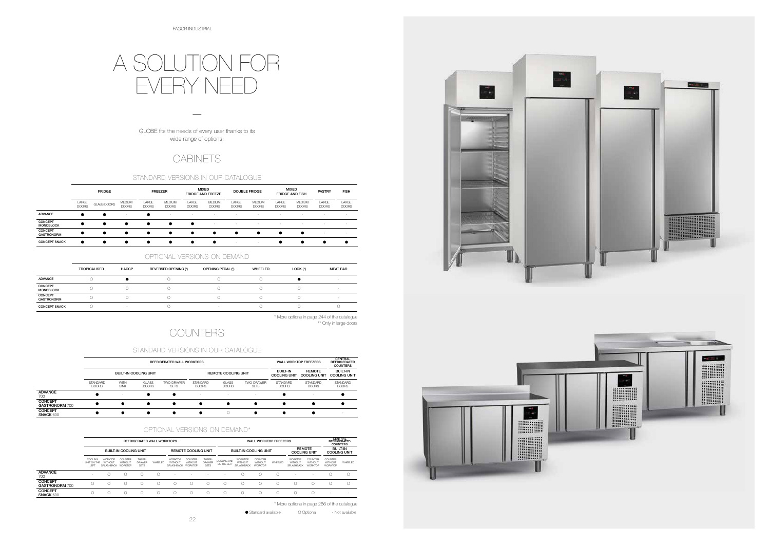# A SOLUTION FOR EVERY NEED

—

GLOBE fits the needs of every user thanks to its wide range of options.

## CABINETS

### STANDARD VERSIONS IN OUR CATALOGUE

| | FRIDGE | | | FREEZER | | MIXED FRIDGE AND FREEZE | | DOUBLE FRIDGE | | MIXED FRIDGE AND FISH | | PASTRY | FISH |
|---|---|---|---|---|---|---|---|---|---|---|---|---|---|
| | LARGE DOORS | GLASS DOORS | MEDIUM DOORS | LARGE DOORS | MEDIUM DOORS | LARGE DOORS | MEDIUM DOORS | LARGE DOORS | MEDIUM DOORS | LARGE DOORS | MEDIUM DOORS | LARGE DOORS | LARGE DOORS |
| ADVANCE | ● | ● | - | ● | - | - | - | - | - | - | - | - | - |
| CONCEPT MONOBLOCK | ● | ● | ● | ● | ● | ● | - | - | - | - | - | - | - |
| CONCEPT GASTRONORM | ● | ● | ● | ● | ● | ● | ● | ● | ● | ● | ● | - | - |
| CONCEPT SNACK | ● | ● | ● | ● | ● | ● | ● | - | - | ● | ● | ● | ● |

### OPTIONAL VERSIONS ON DEMAND

| | TROPICALISED | HACCP | REVERSED OPENING (*) | OPENING PEDAL (*) | WHEELED | LOCK (*) | MEAT BAR |
|---|---|---|---|---|---|---|---|
| ADVANCE | ○ | ● | ○ | ○ | ○ | ● | - |
| CONCEPT MONOBLOCK | ○ | ○ | ○ | ○ | ○ | ○ | - |
| CONCEPT GASTRONORM | ○ | ○ | ○ | ○ | ○ | ○ | - |
| CONCEPT SNACK | ○ | - | ○ | - | ○ | ○ | ○ |

\* More options in page 244 of the catalogue
\*\* Only in large doors

## COUNTERS

### STANDARD VERSIONS IN OUR CATALOGUE

| | REFRIGERATED WALL WORKTOPS | | | | | | | WALL WORKTOP FREEZERS | | CENTRAL REFRIGERATED COUNTERS |
|---|---|---|---|---|---|---|---|---|---|---|
| | BUILT-IN COOLING UNIT | | | | REMOTE COOLING UNIT | | | BUILT-IN COOLING UNIT | REMOTE COOLING UNIT | BUILT-IN COOLING UNIT |
| | STANDARD DOORS | WITH SINK | GLASS DOORS | TWO-DRAWER SETS | STANDARD DOORS | GLASS DOORS | TWO-DRAWER SETS | STANDARD DOORS | STANDARD DOORS | STANDARD DOORS |
| ADVANCE 700 | ● | - | ● | ● | - | - | - | ● | - | ● |
| CONCEPT GASTRONORM 700 | ● | ● | ● | ● | ● | ● | ● | ● | ● | ● |
| CONCEPT SNACK 600 | ● | ● | ● | ● | ● | ○ | ● | ● | ● | - |

### OPTIONAL VERSIONS ON DEMAND*

| | REFRIGERATED WALL WORKTOPS | | | | | | | | WALL WORKTOP FREEZERS | | | | | | CENTRAL REFRIGERATED COUNTERS | |
|---|---|---|---|---|---|---|---|---|---|---|---|---|---|---|---|---|
| | BUILT-IN COOLING UNIT | | | | | REMOTE COOLING UNIT | | | BUILT-IN COOLING UNIT | | | | REMOTE COOLING UNIT | | BUILT-IN COOLING UNIT | |
| | COOLING UNIT ON THE LEFT | WORKTOP WITHOUT SPLASHBACK | COUNTER WITHOUT WORKTOP | THREE-DRAWER SETS | WHEELED | WORKTOP WITHOUT SPLASHBACK | COUNTER WITHOUT WORKTOP | THREE-DRAWER SETS | COOLING UNIT ON THE LEFT | WORKTOP WITHOUT SPLASHBACK | COUNTER WITHOUT WORKTOP | WHEELED | WORKTOP WITHOUT SPLASHBACK | COUNTER WITHOUT WORKTOP | COUNTER WITHOUT WORKTOP | WHEELED |
| ADVANCE 700 | - | ○ | ○ | ○ | ○ | - | - | - | - | ○ | ○ | ○ | - | - | ○ | ○ |
| CONCEPT GASTRONORM 700 | ○ | ○ | ○ | ○ | ○ | ○ | ○ | ○ | ○ | ○ | ○ | ○ | ○ | ○ | ○ | ○ |
| CONCEPT SNACK 600 | ○ | ○ | ○ | ○ | ○ | ○ | ○ | ○ | ○ | ○ | ○ | ○ | ○ | ○ | - | - |

\* More options in page 266 of the catalogue

● Standard available ○ Optional - Not available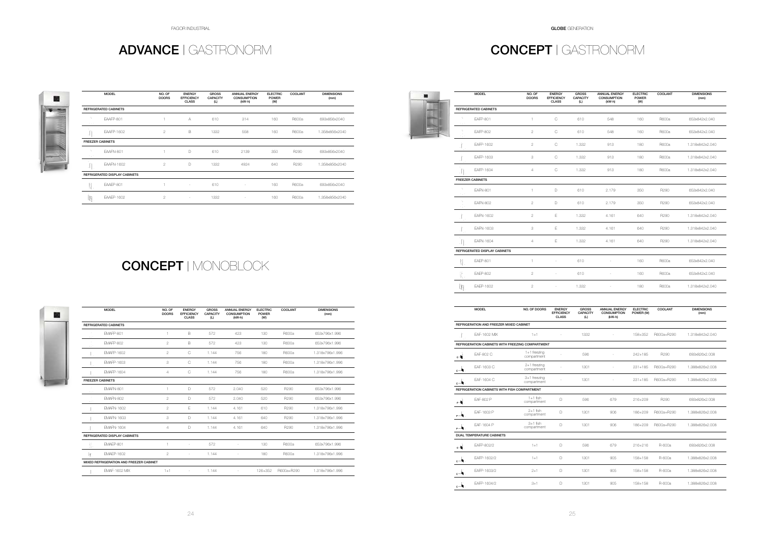# ADVANCE | GASTRONORM

| MODEL | NO. OF DOORS | ENERGY EFFICIENCY CLASS | GROSS CAPACITY (L) | ANNUAL ENERGY CONSUMPTION (kW-h) | ELECTRIC POWER (W) | COOLANT | DIMENSIONS (mm) |
|---|---|---|---|---|---|---|---|
| **REFRIGERATED CABINETS** | | | | | | | |
| EAAFP-801 | 1 | A | 610 | 314 | 160 | R600a | 693x856x2040 |
| EAAFP-1602 | 2 | B | 1332 | 558 | 160 | R600a | 1.358x856x2040 |
| **FREEZER CABINETS** | | | | | | | |
| EAAFN-801 | 1 | D | 610 | 2139 | 350 | R290 | 693x856x2040 |
| EAAFN-1602 | 2 | D | 1332 | 4924 | 640 | R290 | 1.358x856x2040 |
| **REFRIGERATED DISPLAY CABINETS** | | | | | | | |
| EAAEP-801 | 1 | - | 610 | - | 160 | R600a | 693x856x2040 |
| EAAEP-1602 | 2 | - | 1332 | - | 160 | R600a | 1.358x856x2040 |

# CONCEPT | MONOBLOCK

| MODEL | NO. OF DOORS | ENERGY EFFICIENCY CLASS | GROSS CAPACITY (L) | ANNUAL ENERGY CONSUMPTION (kW-h) | ELECTRIC POWER (W) | COOLANT | DIMENSIONS (mm) |
|---|---|---|---|---|---|---|---|
| **REFRIGERATED CABINETS** | | | | | | | |
| EMAFP-801 | 1 | B | 572 | 423 | 130 | R600a | 653x796x1.996 |
| EMAFP-802 | 2 | B | 572 | 423 | 130 | R600a | 653x796x1.996 |
| EMAFP-1602 | 2 | C | 1.144 | 756 | 180 | R600a | 1.318x796x1.996 |
| EMAFP-1603 | 3 | C | 1.144 | 756 | 180 | R600a | 1.318x796x1.996 |
| EMAFP-1604 | 4 | C | 1.144 | 756 | 180 | R600a | 1.318x796x1.996 |
| **FREEZER CABINETS** | | | | | | | |
| EMAFN-801 | 1 | D | 572 | 2.040 | 520 | R290 | 653x796x1.996 |
| EMAFN-802 | 2 | D | 572 | 2.040 | 520 | R290 | 653x796x1.996 |
| EMAFN-1602 | 2 | E | 1.144 | 4.161 | 610 | R290 | 1.318x796x1.996 |
| EMAFN-1603 | 3 | D | 1.144 | 4.161 | 640 | R290 | 1.318x796x1.996 |
| EMAFN-1604 | 4 | D | 1.144 | 4.161 | 640 | R290 | 1.318x796x1.996 |
| **REFRIGERATED DISPLAY CABINETS** | | | | | | | |
| EMAEP-801 | 1 | - | 572 | - | 130 | R600a | 653x796x1.996 |
| EMAEP-1602 | 2 | - | 1.144 | - | 180 | R600a | 1.318x796x1.996 |
| **MIXED REFRIGERATION AND FREEZER CABINET** | | | | | | | |
| EMAF-1602 MIX | 1+1 | - | 1.144 | - | 126+352 | R600a+R290 | 1.318x796x1.996 |

# CONCEPT | GASTRONORM

| MODEL | NO. OF DOORS | ENERGY EFFICIENCY CLASS | GROSS CAPACITY (L) | ANNUAL ENERGY CONSUMPTION (kW-h) | ELECTRIC POWER (W) | COOLANT | DIMENSIONS (mm) |
|---|---|---|---|---|---|---|---|
| **REFRIGERATED CABINETS** | | | | | | | |
| EAFP-801 | 1 | C | 610 | 548 | 160 | R600a | 653x842x2.040 |
| EAFP-802 | 2 | C | 610 | 548 | 160 | R600a | 653x842x2.040 |
| EAFP-1602 | 2 | C | 1.332 | 913 | 180 | R600a | 1.318x842x2.040 |
| EAFP-1603 | 3 | C | 1.332 | 913 | 180 | R600a | 1.318x842x2.040 |
| EAFP-1604 | 4 | C | 1.332 | 913 | 180 | R600a | 1.318x842x2.040 |
| **FREEZER CABINETS** | | | | | | | |
| EAFN-801 | 1 | D | 610 | 2.179 | 350 | R290 | 653x842x2.040 |
| EAFN-802 | 2 | D | 610 | 2.179 | 350 | R290 | 653x842x2.040 |
| EAFN-1602 | 2 | E | 1.332 | 4.161 | 640 | R290 | 1.318x842x2.040 |
| EAFN-1603 | 3 | E | 1.332 | 4.161 | 640 | R290 | 1.318x842x2.040 |
| EAFN-1604 | 4 | E | 1.332 | 4.161 | 640 | R290 | 1.318x842x2.040 |
| **REFRIGERATED DISPLAY CABINETS** | | | | | | | |
| EAEP-801 | 1 | - | 610 | - | 160 | R600a | 653x842x2.040 |
| EAEP-802 | 2 | - | 610 | - | 160 | R600a | 653x842x2.040 |
| EAEP-1602 | 2 | - | 1.332 | - | 180 | R600a | 1.318x842x2.040 |

| MODEL | NO. OF DOORS | ENERGY EFFICIENCY CLASS | GROSS CAPACITY (L) | ANNUAL ENERGY CONSUMPTION (kW-h) | ELECTRIC POWER (W) | COOLANT | DIMENSIONS (mm) |
|---|---|---|---|---|---|---|---|
| **REFRIGERATION AND FREEZER MIXED CABINET** | | | | | | | |
| EAF-1602 MIX | 1+1 | - | 1332 | - | 158+352 | R600a+R290 | 1.318x842x2.040 |
| **REFRIGERATION CABINETS WITH FREEZING COMPARTMENT** | | | | | | | |
| EAF-802 C | 1+1 freezing compartment | - | 596 | - | 242+185 | R290 | 693x826x2.008 |
| EAF-1603 C | 2+1 freezing compartment | - | 1301 | - | 231+185 | R600a+R290 | 1.388x826x2.008 |
| EAF-1604 C | 3+1 freezing compartment | - | 1301 | - | 231+185 | R600a+R290 | 1.388x826x2.008 |
| **REFRIGERATION CABINETS WITH FISH COMPARTMENT** | | | | | | | |
| EAF-802 P | 1+1 fish compartment | D | 596 | 679 | 216+209 | R290 | 693x826x2.008 |
| EAF-1603 P | 2+1 fish compartment | D | 1301 | 906 | 186+209 | R600a+R290 | 1.388x826x2.008 |
| EAF-1604 P | 3+1 fish compartment | D | 1301 | 906 | 186+209 | R600a+R290 | 1.388x826x2.008 |
| **DUAL TEMPERATURE CABINETS** | | | | | | | |
| EAFP-802/2 | 1+1 | D | 596 | 679 | 216+216 | R-600a | 693x826x2.008 |
| EAFP-1602/2 | 1+1 | D | 1301 | 905 | 158+158 | R-600a | 1.388x826x2.008 |
| EAFP-1603/2 | 2+1 | D | 1301 | 905 | 158+158 | R-600a | 1.388x826x2.008 |
| EAFP-1604/2 | 3+1 | D | 1301 | 905 | 158+158 | R-600a | 1.388x826x2.008 |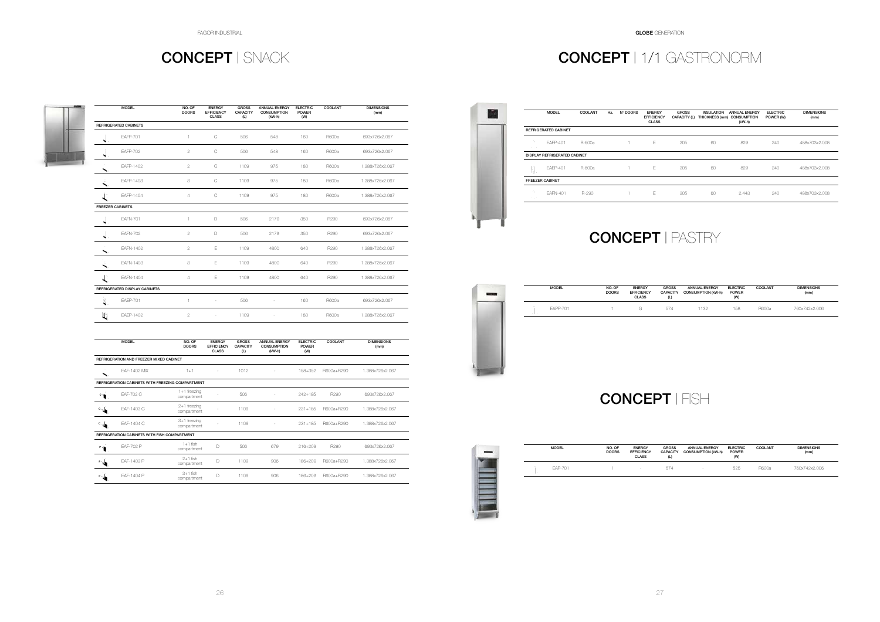# CONCEPT | SNACK

| MODEL | NO. OF DOORS | ENERGY EFFICIENCY CLASS | GROSS CAPACITY (L) | ANNUAL ENERGY CONSUMPTION (kW-h) | ELECTRIC POWER (W) | COOLANT | DIMENSIONS (mm) |
|---|---|---|---|---|---|---|---|
| **REFRIGERATED CABINETS** | | | | | | | |
| EAFP-701 | 1 | C | 506 | 548 | 160 | R600a | 693x726x2.067 |
| EAFP-702 | 2 | C | 506 | 548 | 160 | R600a | 693x726x2.067 |
| EAFP-1402 | 2 | C | 1109 | 975 | 180 | R600a | 1.388x726x2.067 |
| EAFP-1403 | 3 | C | 1109 | 975 | 180 | R600a | 1.388x726x2.067 |
| EAFP-1404 | 4 | C | 1109 | 975 | 180 | R600a | 1.388x726x2.067 |
| **FREEZER CABINETS** | | | | | | | |
| EAFN-701 | 1 | D | 506 | 2179 | 350 | R290 | 693x726x2.067 |
| EAFN-702 | 2 | D | 506 | 2179 | 350 | R290 | 693x726x2.067 |
| EAFN-1402 | 2 | E | 1109 | 4800 | 640 | R290 | 1.388x726x2.067 |
| EAFN-1403 | 3 | E | 1109 | 4800 | 640 | R290 | 1.388x726x2.067 |
| EAFN-1404 | 4 | E | 1109 | 4800 | 640 | R290 | 1.388x726x2.067 |
| **REFRIGERATED DISPLAY CABINETS** | | | | | | | |
| EAEP-701 | 1 | - | 506 | - | 160 | R600a | 693x726x2.067 |
| EAEP-1402 | 2 | - | 1109 | - | 180 | R600a | 1.388x726x2.067 |

| MODEL | NO. OF DOORS | ENERGY EFFICIENCY CLASS | GROSS CAPACITY (L) | ANNUAL ENERGY CONSUMPTION (kW-h) | ELECTRIC POWER (W) | COOLANT | DIMENSIONS (mm) |
|---|---|---|---|---|---|---|---|
| **REFRIGERATION AND FREEZER MIXED CABINET** | | | | | | | |
| EAF-1402 MX | 1+1 | - | 1012 | - | 158+352 | R600a+R290 | 1.388x726x2.067 |
| **REFRIGERATION CABINETS WITH FREEZING COMPARTMENT** | | | | | | | |
| EAF-702 C | 1+1 freezing compartment | - | 506 | - | 242+185 | R290 | 693x726x2.067 |
| EAF-1403 C | 2+1 freezing compartment | - | 1109 | - | 231+185 | R600a+R290 | 1.388x726x2.067 |
| EAF-1404 C | 3+1 freezing compartment | - | 1109 | - | 231+185 | R600a+R290 | 1.388x726x2.067 |
| **REFRIGERATION CABINETS WITH FISH COMPARTMENT** | | | | | | | |
| EAF-702 P | 1+1 fish compartment | D | 506 | 679 | 216+209 | R290 | 693x726x2.067 |
| EAF-1403 P | 2+1 fish compartment | D | 1109 | 906 | 186+209 | R600a+R290 | 1.388x726x2.067 |
| EAF-1404 P | 3+1 fish compartment | D | 1109 | 906 | 186+209 | R600a+R290 | 1.388x726x2.067 |

# CONCEPT | 1/1 GASTRONORM

| MODEL | COOLANT | Hz. | N° DOORS | ENERGY EFFICIENCY CLASS | GROSS CAPACITY (L) | INSULATION THICKNESS (mm) | ANNUAL ENERGY CONSUMPTION (kW-h) | ELECTRIC POWER (W) | DIMENSIONS (mm) |
|---|---|---|---|---|---|---|---|---|---|
| **REFRIGERATED CABINET** | | | | | | | | | |
| EAFP-401 | R-600a | | 1 | E | 305 | 60 | 829 | 240 | 488x703x2.008 |
| **DISPLAY REFRIGERATED CABINET** | | | | | | | | | |
| EAEP-401 | R-600a | | 1 | E | 305 | 60 | 829 | 240 | 488x703x2.008 |
| **FREEZER CABINET** | | | | | | | | | |
| EAFN-401 | R-290 | | 1 | E | 305 | 60 | 2.443 | 240 | 488x703x2.008 |

# CONCEPT | PASTRY

| MODEL | NO. OF DOORS | ENERGY EFFICIENCY CLASS | GROSS CAPACITY (L) | ANNUAL ENERGY CONSUMPTION (kW-h) | ELECTRIC POWER (W) | COOLANT | DIMENSIONS (mm) |
|---|---|---|---|---|---|---|---|
| EAPP-701 | 1 | G | 574 | 1132 | 158 | R600a | 760x742x2.006 |

# CONCEPT | FISH

| MODEL | NO. OF DOORS | ENERGY EFFICIENCY CLASS | GROSS CAPACITY (L) | ANNUAL ENERGY CONSUMPTION (kW-h) | ELECTRIC POWER (W) | COOLANT | DIMENSIONS (mm) |
|---|---|---|---|---|---|---|---|
| EAP-701 | 1 | - | 574 | - | 525 | R600a | 760x742x2.006 |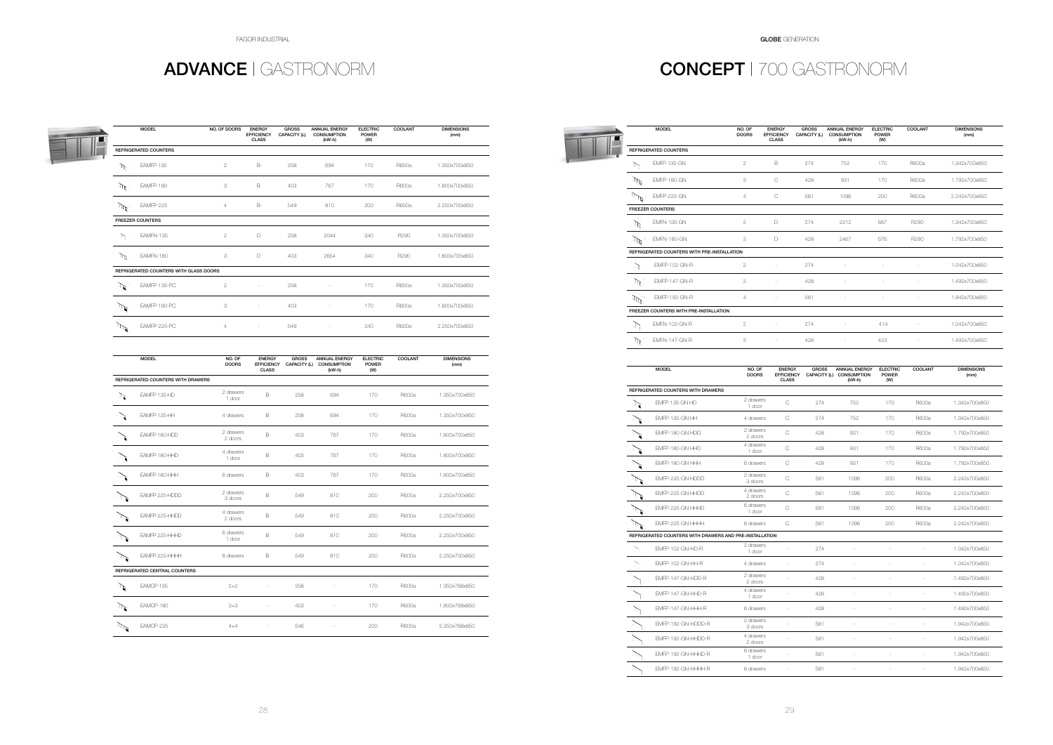## ADVANCE | GASTRONORM

| MODEL | NO. OF DOORS | ENERGY EFFICIENCY CLASS | GROSS CAPACITY (L) | ANNUAL ENERGY CONSUMPTION (kW-h) | ELECTRIC POWER (W) | COOLANT | DIMENSIONS (mm) |
|---|---|---|---|---|---|---|---|
| **REFRIGERATED COUNTERS** | | | | | | | |
| EAMFP-135 | 2 | B | 258 | 694 | 170 | R600a | 1.350x700x850 |
| EAMFP-180 | 3 | B | 403 | 767 | 170 | R600a | 1.800x700x850 |
| EAMFP-225 | 4 | B | 549 | 810 | 200 | R600a | 2.250x700x850 |
| **FREEZER COUNTERS** | | | | | | | |
| EAMFN-135 | 2 | D | 258 | 2044 | 340 | R290 | 1.350x700x850 |
| EAMFN-180 | 3 | D | 403 | 2654 | 340 | R290 | 1.800x700x850 |
| **REFRIGERATED COUNTERS WITH GLASS DOORS** | | | | | | | |
| EAMFP-135-PC | 2 | - | 258 | - | 170 | R600a | 1.350x700x850 |
| EAMFP-180-PC | 3 | - | 403 | - | 170 | R600a | 1.800x700x850 |
| EAMFP-225-PC | 4 | - | 549 | - | 240 | R600a | 2.250x700x850 |

| MODEL | NO. OF DOORS | ENERGY EFFICIENCY CLASS | GROSS CAPACITY (L) | ANNUAL ENERGY CONSUMPTION (kW-h) | ELECTRIC POWER (W) | COOLANT | DIMENSIONS (mm) |
|---|---|---|---|---|---|---|---|
| **REFRIGERATED COUNTERS WITH DRAWERS** | | | | | | | |
| EAMFP-135-HD | 2 drawers 1 door | B | 258 | 694 | 170 | R600a | 1.350x700x850 |
| EAMFP-135-HH | 4 drawers | B | 258 | 694 | 170 | R600a | 1.350x700x850 |
| EAMFP-180-HDD | 2 drawers 2 doors | B | 403 | 767 | 170 | R600a | 1.800x700x850 |
| EAMFP-180-HHD | 4 drawers 1 door | B | 403 | 767 | 170 | R600a | 1.800x700x850 |
| EAMFP-180-HHH | 6 drawers | B | 403 | 767 | 170 | R600a | 1.800x700x850 |
| EAMFP-225-HDDD | 2 drawers 3 doors | B | 549 | 810 | 200 | R600a | 2.250x700x850 |
| EAMFP-225-HHDD | 4 drawers 2 doors | B | 549 | 810 | 200 | R600a | 2.250x700x850 |
| EAMFP-225-HHHD | 6 drawers 1 door | B | 549 | 810 | 200 | R600a | 2.250x700x850 |
| EAMFP-225-HHHH | 8 drawers | B | 549 | 810 | 200 | R600a | 2.250x700x850 |
| **REFRIGERATED CENTRAL COUNTERS** | | | | | | | |
| EAMCP-135 | 2+2 | - | 258 | - | 170 | R600a | 1.350x768x850 |
| EAMCP-180 | 3+3 | - | 403 | - | 170 | R600a | 1.800x768x850 |
| EAMCP-225 | 4+4 | - | 546 | - | 200 | R600a | 2.250x768x850 |

## CONCEPT | 700 GASTRONORM

| MODEL | NO. OF DOORS | ENERGY EFFICIENCY CLASS | GROSS CAPACITY (L) | ANNUAL ENERGY CONSUMPTION (kW-h) | ELECTRIC POWER (W) | COOLANT | DIMENSIONS (mm) |
|---|---|---|---|---|---|---|---|
| **REFRIGERATED COUNTERS** | | | | | | | |
| EMFP-135-GN | 2 | B | 274 | 752 | 170 | R600a | 1.342x700x850 |
| EMFP-180-GN | 3 | C | 428 | 931 | 170 | R600a | 1.792x700x850 |
| EMFP-225-GN | 4 | C | 581 | 1096 | 200 | R600a | 2.242x700x850 |
| **FREEZER COUNTERS** | | | | | | | |
| EMFN-135-GN | 2 | D | 274 | 2212 | 667 | R290 | 1.342x700x850 |
| EMFN-180-GN | 3 | D | 428 | 2467 | 676 | R290 | 1.792x700x850 |
| **REFRIGERATED COUNTERS WITH PRE-INSTALLATION** | | | | | | | |
| EMFP-102-GN-R | 2 | - | 274 | - | - | - | 1.042x700x850 |
| EMFP-147-GN-R | 3 | - | 428 | - | - | - | 1.492x700x850 |
| EMFP-192-GN-R | 4 | - | 581 | - | - | - | 1.942x700x850 |
| **FREEZER COUNTERS WITH PRE-INSTALLATION** | | | | | | | |
| EMFN-102-GN-R | 2 | - | 274 | - | 414 | - | 1.042x700x850 |
| EMFN-147-GN-R | 3 | - | 428 | - | 423 | - | 1.492x700x850 |

| MODEL | NO. OF DOORS | ENERGY EFFICIENCY CLASS | GROSS CAPACITY (L) | ANNUAL ENERGY CONSUMPTION (kW-h) | ELECTRIC POWER (W) | COOLANT | DIMENSIONS (mm) |
|---|---|---|---|---|---|---|---|
| **REFRIGERATED COUNTERS WITH DRAWERS** | | | | | | | |
| EMFP-135-GN-HD | 2 drawers 1 door | C | 274 | 752 | 170 | R600a | 1.342x700x850 |
| EMFP-135-GN-HH | 4 drawers | C | 274 | 752 | 170 | R600a | 1.342x700x850 |
| EMFP-180-GN-HDD | 2 drawers 2 doors | C | 428 | 931 | 170 | R600a | 1.792x700x850 |
| EMFP-180-GN-HHD | 4 drawers 1 door | C | 428 | 931 | 170 | R600a | 1.792x700x850 |
| EMFP-180-GN-HHH | 6 drawers | C | 428 | 931 | 170 | R600a | 1.792x700x850 |
| EMFP-225-GN-HDDD | 2 drawers 3 doors | C | 581 | 1096 | 200 | R600a | 2.242x700x850 |
| EMFP-225-GN-HHDD | 4 drawers 2 doors | C | 581 | 1096 | 200 | R600a | 2.242x700x850 |
| EMFP-225-GN-HHHD | 6 drawers 1 door | C | 581 | 1096 | 200 | R600a | 2.242x700x850 |
| EMFP-225-GN-HHHH | 8 drawers | C | 581 | 1096 | 200 | R600a | 2.242x700x850 |
| **REFRIGERATED COUNTERS WITH DRAWERS AND PRE-INSTALLATION** | | | | | | | |
| EMFP-102-GN-HD-R | 2 drawers 1 door | - | 274 | - | - | - | 1.042x700x850 |
| EMFP-102-GN-HH-R | 4 drawers | - | 274 | - | - | - | 1.042x700x850 |
| EMFP-147-GN-HDD-R | 2 drawers 2 doors | - | 428 | - | - | - | 1.492x700x850 |
| EMFP-147-GN-HHD-R | 4 drawers 1 door | - | 428 | - | - | - | 1.492x700x850 |
| EMFP-147-GN-HHH-R | 6 drawers | - | 428 | - | - | - | 1.492x700x850 |
| EMFP-192-GN-HDDD-R | 2 drawers 3 doors | - | 581 | - | - | - | 1.942x700x850 |
| EMFP-192-GN-HHDD-R | 4 drawers 2 doors | - | 581 | - | - | - | 1.942x700x850 |
| EMFP-192-GN-HHHD-R | 6 drawers 1 door | - | 581 | - | - | - | 1.942x700x850 |
| EMFP-192-GN-HHHH-R | 8 drawers | - | 581 | - | - | - | 1.942x700x850 |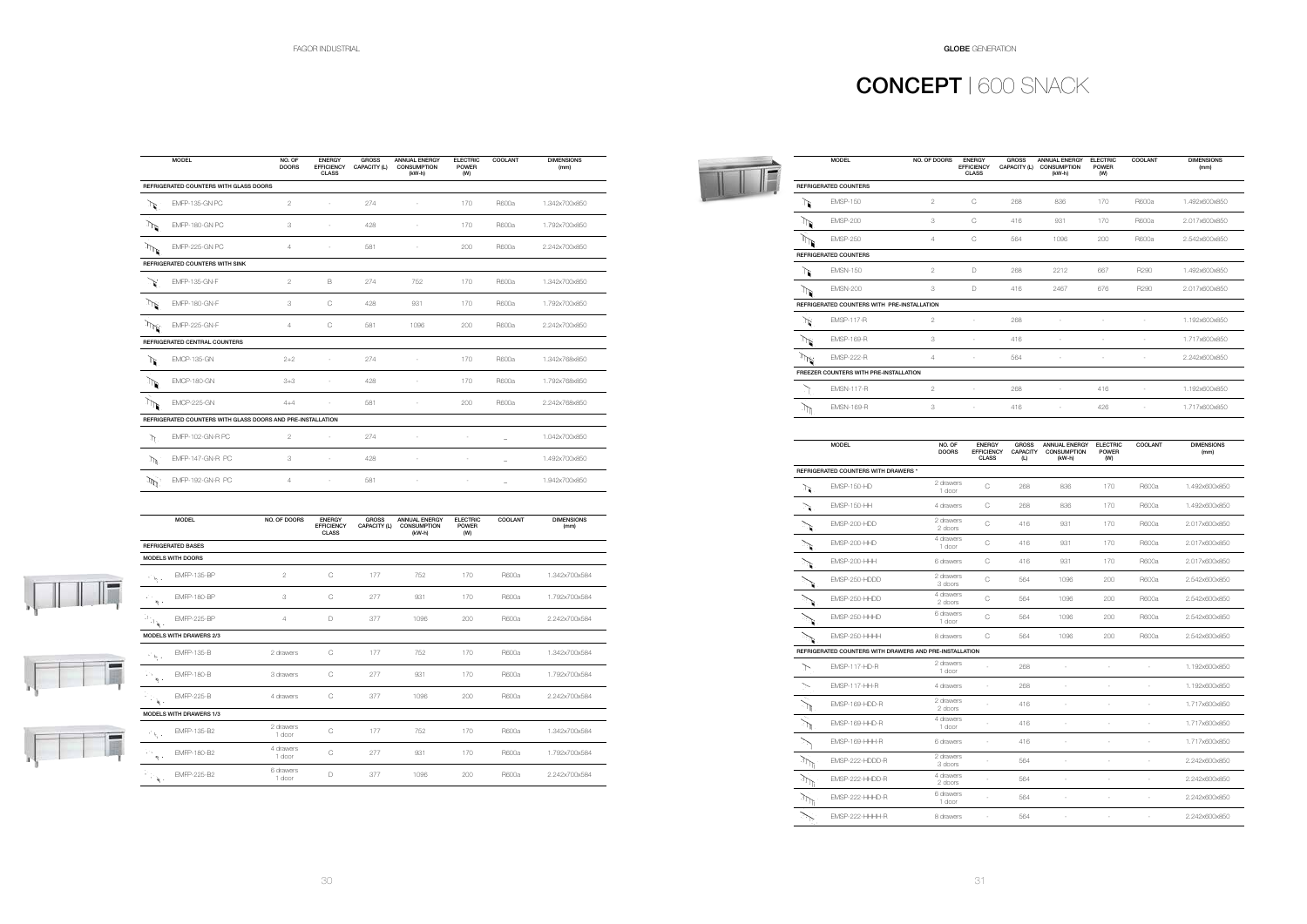# CONCEPT | 600 SNACK

| MODEL | NO. OF DOORS | ENERGY EFFICIENCY CLASS | GROSS CAPACITY (L) | ANNUAL ENERGY CONSUMPTION (kW-h) | ELECTRIC POWER (W) | COOLANT | DIMENSIONS (mm) |
|---|---|---|---|---|---|---|---|
| **REFRIGERATED COUNTERS WITH GLASS DOORS** | | | | | | | |
| EMFP-135-GN PC | 2 | - | 274 | - | 170 | R600a | 1.342x700x850 |
| EMFP-180-GN PC | 3 | - | 428 | - | 170 | R600a | 1.792x700x850 |
| EMFP-225-GN PC | 4 | - | 581 | - | 200 | R600a | 2.242x700x850 |
| **REFRIGERATED COUNTERS WITH SINK** | | | | | | | |
| EMFP-135-GN-F | 2 | B | 274 | 752 | 170 | R600a | 1.342x700x850 |
| EMFP-180-GN-F | 3 | C | 428 | 931 | 170 | R600a | 1.792x700x850 |
| EMFP-225-GN-F | 4 | C | 581 | 1096 | 200 | R600a | 2.242x700x850 |
| **REFRIGERATED CENTRAL COUNTERS** | | | | | | | |
| EMCP-135-GN | 2+2 | - | 274 | - | 170 | R600a | 1.342x768x850 |
| EMCP-180-GN | 3+3 | - | 428 | - | 170 | R600a | 1.792x768x850 |
| EMCP-225-GN | 4+4 | - | 581 | - | 200 | R600a | 2.242x768x850 |
| **REFRIGERATED COUNTERS WITH GLASS DOORS AND PRE-INSTALLATION** | | | | | | | |
| EMFP-102-GN-R PC | 2 | - | 274 | - | - | _ | 1.042x700x850 |
| EMFP-147-GN-R PC | 3 | - | 428 | - | - | _ | 1.492x700x850 |
| EMFP-192-GN-R PC | 4 | - | 581 | - | - | _ | 1.942x700x850 |

| MODEL | NO. OF DOORS | ENERGY EFFICIENCY CLASS | GROSS CAPACITY (L) | ANNUAL ENERGY CONSUMPTION (kW-h) | ELECTRIC POWER (W) | COOLANT | DIMENSIONS (mm) |
|---|---|---|---|---|---|---|---|
| **REFRIGERATED BASES** | | | | | | | |
| **MODELS WITH DOORS** | | | | | | | |
| EMFP-135-BP | 2 | C | 177 | 752 | 170 | R600a | 1.342x700x584 |
| EMFP-180-BP | 3 | C | 277 | 931 | 170 | R600a | 1.792x700x584 |
| EMFP-225-BP | 4 | D | 377 | 1096 | 200 | R600a | 2.242x700x584 |
| **MODELS WITH DRAWERS 2/3** | | | | | | | |
| EMFP-135-B | 2 drawers | C | 177 | 752 | 170 | R600a | 1.342x700x584 |
| EMFP-180-B | 3 drawers | C | 277 | 931 | 170 | R600a | 1.792x700x584 |
| EMFP-225-B | 4 drawers | C | 377 | 1096 | 200 | R600a | 2.242x700x584 |
| **MODELS WITH DRAWERS 1/3** | | | | | | | |
| EMFP-135-B2 | 2 drawers 1 door | C | 177 | 752 | 170 | R600a | 1.342x700x584 |
| EMFP-180-B2 | 4 drawers 1 door | C | 277 | 931 | 170 | R600a | 1.792x700x584 |
| EMFP-225-B2 | 6 drawers 1 door | D | 377 | 1096 | 200 | R600a | 2.242x700x584 |

| MODEL | NO. OF DOORS | ENERGY EFFICIENCY CLASS | GROSS CAPACITY (L) | ANNUAL ENERGY CONSUMPTION (kW-h) | ELECTRIC POWER (W) | COOLANT | DIMENSIONS (mm) |
|---|---|---|---|---|---|---|---|
| **REFRIGERATED COUNTERS** | | | | | | | |
| EMSP-150 | 2 | C | 268 | 836 | 170 | R600a | 1.492x600x850 |
| EMSP-200 | 3 | C | 416 | 931 | 170 | R600a | 2.017x600x850 |
| EMSP-250 | 4 | C | 564 | 1096 | 200 | R600a | 2.542x600x850 |
| **REFRIGERATED COUNTERS** | | | | | | | |
| EMSN-150 | 2 | D | 268 | 2212 | 667 | R290 | 1.492x600x850 |
| EMSN-200 | 3 | D | 416 | 2467 | 676 | R290 | 2.017x600x850 |
| **REFRIGERATED COUNTERS WITH PRE-INSTALLATION** | | | | | | | |
| EMSP-117-R | 2 | - | 268 | - | - | - | 1.192x600x850 |
| EMSP-169-R | 3 | - | 416 | - | - | - | 1.717x600x850 |
| EMSP-222-R | 4 | - | 564 | - | - | - | 2.242x600x850 |
| **FREEZER COUNTERS WITH PRE-INSTALLATION** | | | | | | | |
| EMSN-117-R | 2 | - | 268 | - | 416 | - | 1.192x600x850 |
| EMSN-169-R | 3 | - | 416 | - | 426 | - | 1.717x600x850 |

| MODEL | NO. OF DOORS | ENERGY EFFICIENCY CLASS | GROSS CAPACITY (L) | ANNUAL ENERGY CONSUMPTION (kW-h) | ELECTRIC POWER (W) | COOLANT | DIMENSIONS (mm) |
|---|---|---|---|---|---|---|---|
| **REFRIGERATED COUNTERS WITH DRAWERS \*** | | | | | | | |
| EMSP-150-HD | 2 drawers 1 door | C | 268 | 836 | 170 | R600a | 1.492x600x850 |
| EMSP-150-HH | 4 drawers | C | 268 | 836 | 170 | R600a | 1.492x600x850 |
| EMSP-200-HDD | 2 drawers 2 doors | C | 416 | 931 | 170 | R600a | 2.017x600x850 |
| EMSP-200-HHD | 4 drawers 1 door | C | 416 | 931 | 170 | R600a | 2.017x600x850 |
| EMSP-200-HHH | 6 drawers | C | 416 | 931 | 170 | R600a | 2.017x600x850 |
| EMSP-250-HDDD | 2 drawers 3 doors | C | 564 | 1096 | 200 | R600a | 2.542x600x850 |
| EMSP-250-HHDD | 4 drawers 2 doors | C | 564 | 1096 | 200 | R600a | 2.542x600x850 |
| EMSP-250-HHHD | 6 drawers 1 door | C | 564 | 1096 | 200 | R600a | 2.542x600x850 |
| EMSP-250-HHHH | 8 drawers | C | 564 | 1096 | 200 | R600a | 2.542x600x850 |
| **REFRIGERATED COUNTERS WITH DRAWERS AND PRE-INSTALLATION** | | | | | | | |
| EMSP-117-HD-R | 2 drawers 1 door | - | 268 | - | - | - | 1.192x600x850 |
| EMSP-117-HH-R | 4 drawers | - | 268 | - | - | - | 1.192x600x850 |
| EMSP-169-HDD-R | 2 drawers 2 doors | - | 416 | - | - | - | 1.717x600x850 |
| EMSP-169-HHD-R | 4 drawers 1 door | - | 416 | - | - | - | 1.717x600x850 |
| EMSP-169-HHH-R | 6 drawers | - | 416 | - | - | - | 1.717x600x850 |
| EMSP-222-HDDD-R | 2 drawers 3 doors | - | 564 | - | - | - | 2.242x600x850 |
| EMSP-222-HHDD-R | 4 drawers 2 doors | - | 564 | - | - | - | 2.242x600x850 |
| EMSP-222-HHHD-R | 6 drawers 1 door | - | 564 | - | - | - | 2.242x600x850 |
| EMSP-222-HHHH-R | 8 drawers | - | 564 | - | - | - | 2.242x600x850 |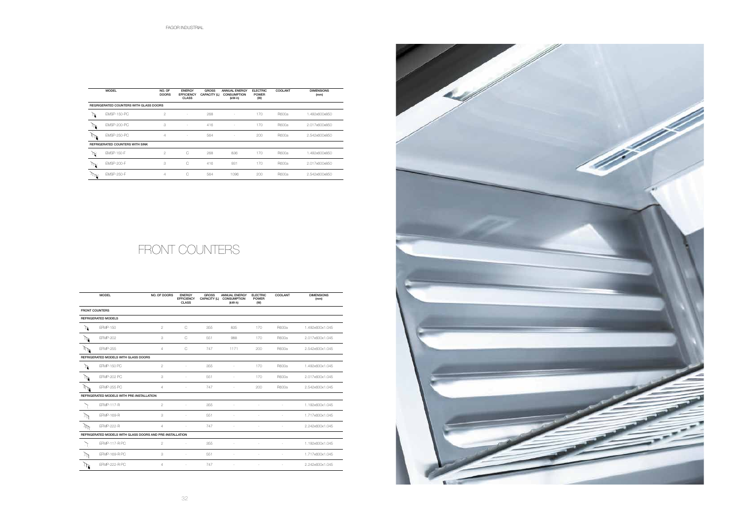| | MODEL | NO. OF DOORS | ENERGY EFFICIENCY CLASS | GROSS CAPACITY (L) | ANNUAL ENERGY CONSUMPTION (kW-h) | ELECTRIC POWER (W) | COOLANT | DIMENSIONS (mm) |
|---|---|---|---|---|---|---|---|---|
| | REGRIGERATED COUNTERS WITH GLASS DOORS | | | | | | | |
| | EMSP-150-PC | 2 | - | 268 | - | 170 | R600a | 1.492x600x850 |
| | EMSP-200-PC | 3 | - | 416 | - | 170 | R600a | 2.017x600x850 |
| | EMSP-250-PC | 4 | - | 564 | - | 200 | R600a | 2.542x600x850 |
| | REFRIGERATED COUNTERS WITH SINK | | | | | | | |
| | EMSP-150-F | 2 | C | 268 | 836 | 170 | R600a | 1.492x600x850 |
| | EMSP-200-F | 3 | C | 416 | 931 | 170 | R600a | 2.017x600x850 |
| | EMSP-250-F | 4 | C | 564 | 1096 | 200 | R600a | 2.542x600x850 |

# FRONT COUNTERS

| | MODEL | NO. OF DOORS | ENERGY EFFICIENCY CLASS | GROSS CAPACITY (L) | ANNUAL ENERGY CONSUMPTION (kW-h) | ELECTRIC POWER (W) | COOLANT | DIMENSIONS (mm) |
|---|---|---|---|---|---|---|---|---|
| | FRONT COUNTERS | | | | | | | |
| | REFRIGERATED MODELS | | | | | | | |
| | EFMP-150 | 2 | C | 355 | 835 | 170 | R600a | 1.492x600x1.045 |
| | EFMP-202 | 3 | C | 551 | 988 | 170 | R600a | 2.017x600x1.045 |
| | EFMP-255 | 4 | C | 747 | 1171 | 200 | R600a | 2.542x600x1.045 |
| | REFRIGERATED MODELS WITH GLASS DOORS | | | | | | | |
| | EFMP-150 PC | 2 | - | 355 | - | 170 | R600a | 1.492x600x1.045 |
| | EFMP-202 PC | 3 | - | 551 | - | 170 | R600a | 2.017x600x1.045 |
| | EFMP-255 PC | 4 | - | 747 | - | 200 | R600a | 2.542x600x1.045 |
| | REFRIGERATED MODELS WITH PRE-INSTALLATION | | | | | | | |
| | EFMP-117-R | 2 | - | 355 | - | - | - | 1.192x600x1.045 |
| | EFMP-169-R | 3 | - | 551 | - | - | - | 1.717x600x1.045 |
| | EFMP-222-R | 4 | - | 747 | - | - | - | 2.242x600x1.045 |
| | REFRIGERATED MODELS WITH GLASS DOORS AND PRE-INSTALLATION | | | | | | | |
| | EFMP-117-R PC | 2 | - | 355 | - | - | - | 1.192x600x1.045 |
| | EFMP-169-R PC | 3 | - | 551 | - | - | - | 1.717x600x1.045 |
| | EFMP-222-R PC | 4 | - | 747 | - | - | - | 2.242x600x1.045 |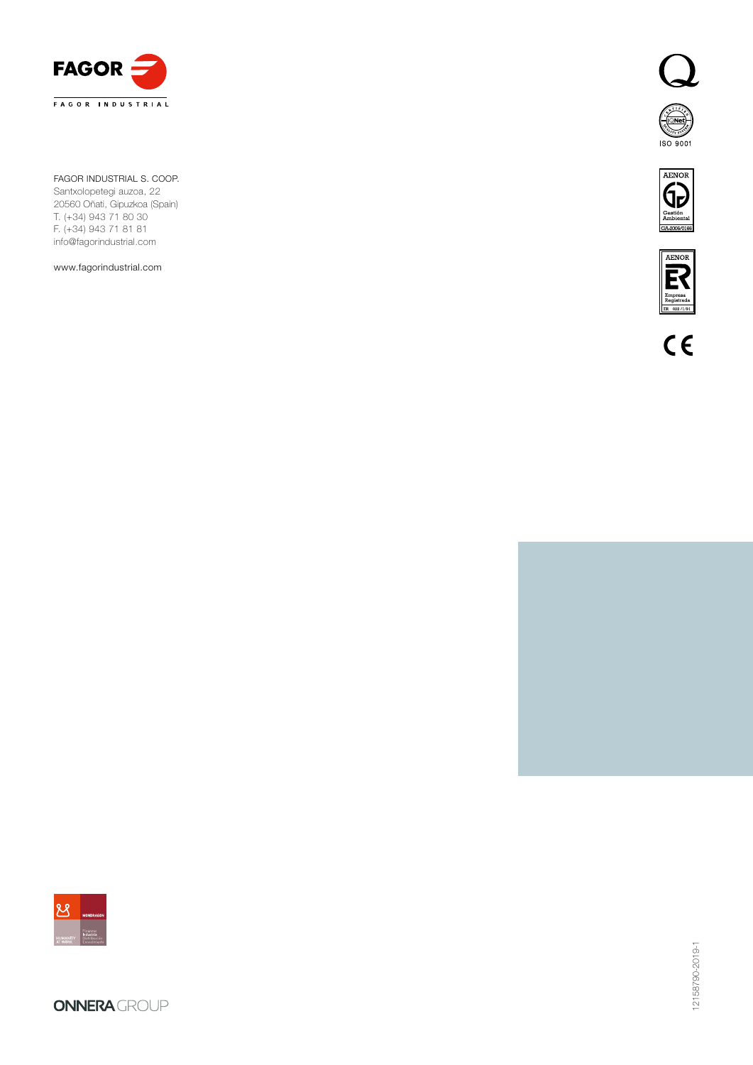FAGOR

FAGOR INDUSTRIAL

FAGOR INDUSTRIAL S. COOP.
Santxolopetegi auzoa, 22
20560 Oñati, Gipuzkoa (Spain)
T. (+34) 943 71 80 30
F. (+34) 943 71 81 81
info@fagorindustrial.com

www.fagorindustrial.com

ISO 9001

AENOR
Gestión Ambiental
GA-2006/0186

AENOR
Empresa Registrada
ER 022/1/91

CE

MONDRAGON
HUMANITY AT WORK

ONNERA GROUP

12158790-2019-1